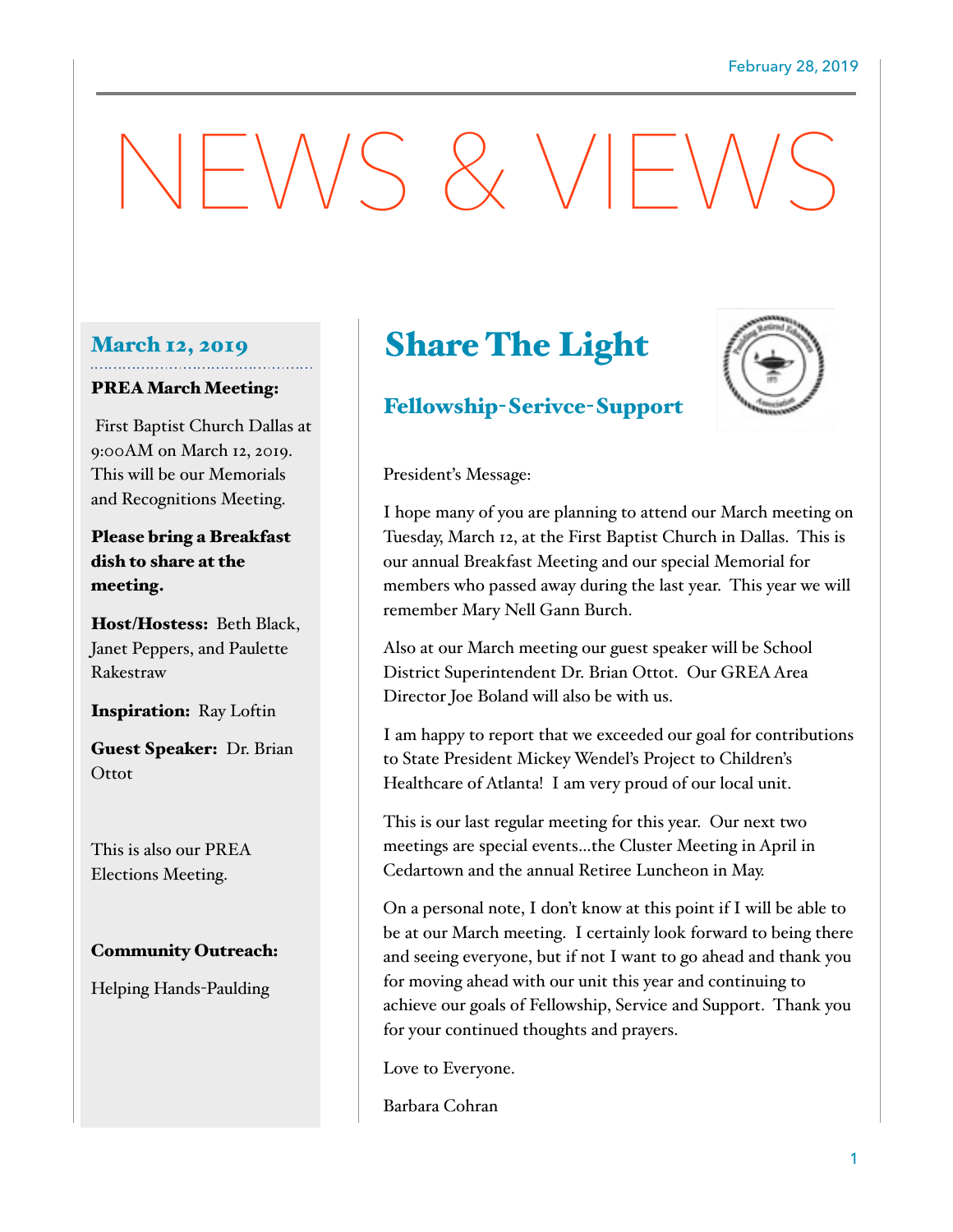February 28, 2019

# NEWS & VIEWS

## March 12, 2019

**PREA March Meeting:**

First Baptist Church Dallas at 9:00AM on March 12, 2019. This will be our Memorials and Recognitions Meeting.

**Please bring a Breakfast dish to share at the meeting.**

**Host/Hostess:** Beth Black, Janet Peppers, and Paulette Rakestraw

**Inspiration:** Ray Loftin

**Guest Speaker:** Dr. Brian Ottot

This is also our PREA Elections Meeting.

**Community Outreach:**

Helping Hands-Paulding

## Share The Light

### Fellowship-Serivce-Support

President's Message:

I hope many of you are planning to attend our March meeting on Tuesday, March 12, at the First Baptist Church in Dallas. This is our annual Breakfast Meeting and our special Memorial for members who passed away during the last year. This year we will remember Mary Nell Gann Burch.

Also at our March meeting our guest speaker will be School District Superintendent Dr. Brian Ottot. Our GREA Area Director Joe Boland will also be with us.

I am happy to report that we exceeded our goal for contributions to State President Mickey Wendel's Project to Children's Healthcare of Atlanta! I am very proud of our local unit.

This is our last regular meeting for this year. Our next two meetings are special events…the Cluster Meeting in April in Cedartown and the annual Retiree Luncheon in May.

On a personal note, I don't know at this point if I will be able to be at our March meeting. I certainly look forward to being there and seeing everyone, but if not I want to go ahead and thank you for moving ahead with our unit this year and continuing to achieve our goals of Fellowship, Service and Support. Thank you for your continued thoughts and prayers.

Love to Everyone.

Barbara Cohran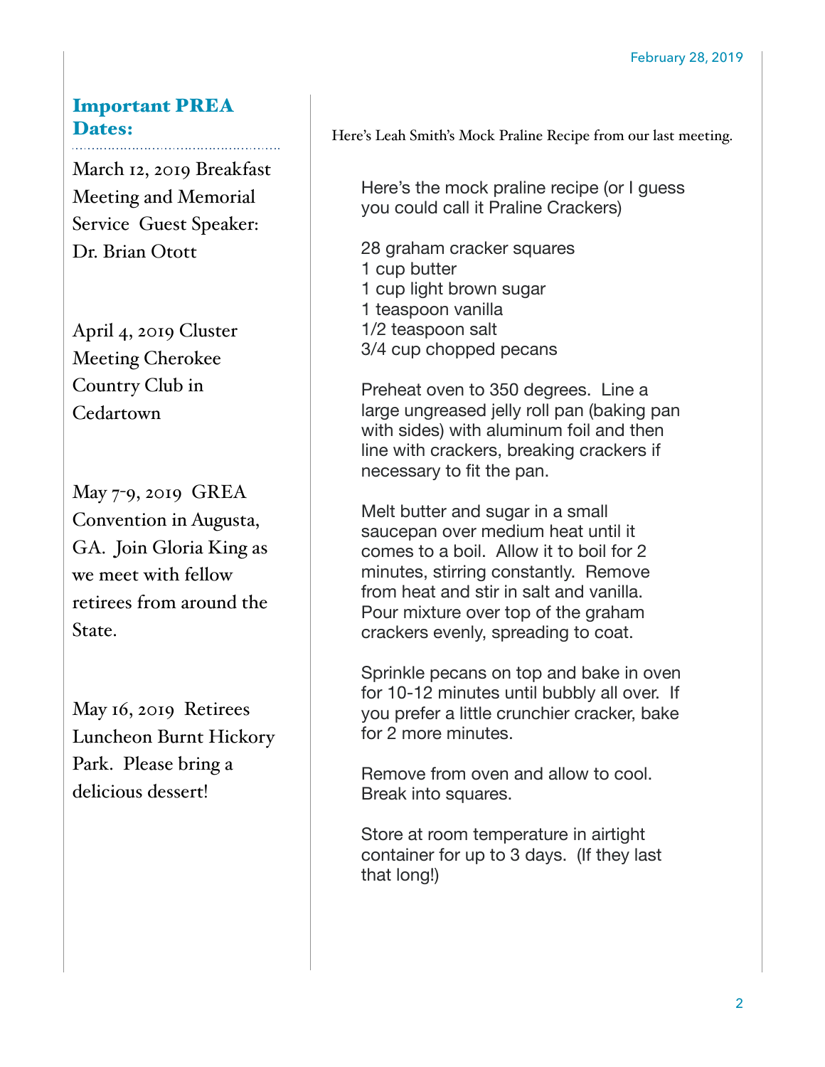## Important PREA Dates:

March 12, 2019 Breakfast Meeting and Memorial Service Guest Speaker: Dr. Brian Otott

April 4, 2019 Cluster Meeting Cherokee Country Club in Cedartown

May 7-9, 2019 GREA Convention in Augusta, GA. Join Gloria King as we meet with fellow retirees from around the State.

May 16, 2019 Retirees Luncheon Burnt Hickory Park. Please bring a delicious dessert!

Here's Leah Smith's Mock Praline Recipe from our last meeting.

Here's the mock praline recipe (or I guess you could call it Praline Crackers)

28 graham cracker squares
1 cup butter
1 cup light brown sugar
1 teaspoon vanilla
1/2 teaspoon salt
3/4 cup chopped pecans

Preheat oven to 350 degrees. Line a large ungreased jelly roll pan (baking pan with sides) with aluminum foil and then line with crackers, breaking crackers if necessary to fit the pan.

Melt butter and sugar in a small saucepan over medium heat until it comes to a boil. Allow it to boil for 2 minutes, stirring constantly. Remove from heat and stir in salt and vanilla. Pour mixture over top of the graham crackers evenly, spreading to coat.

Sprinkle pecans on top and bake in oven for 10-12 minutes until bubbly all over. If you prefer a little crunchier cracker, bake for 2 more minutes.

Remove from oven and allow to cool. Break into squares.

Store at room temperature in airtight container for up to 3 days. (If they last that long!)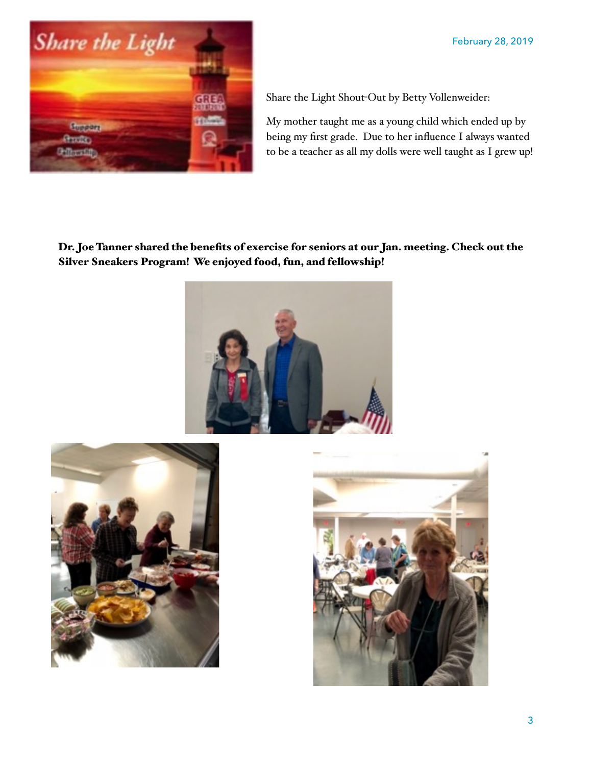Share the Light Shout-Out by Betty Vollenweider:

My mother taught me as a young child which ended up by being my first grade. Due to her influence I always wanted to be a teacher as all my dolls were well taught as I grew up!

**Dr. Joe Tanner shared the benefits of exercise for seniors at our Jan. meeting. Check out the Silver Sneakers Program! We enjoyed food, fun, and fellowship!**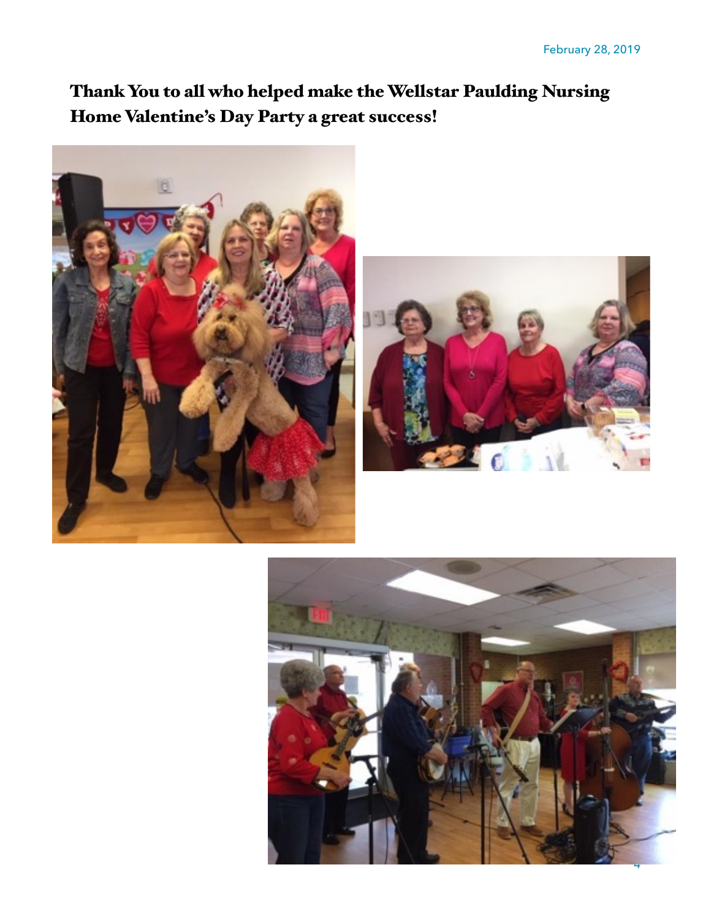February 28, 2019

## Thank You to all who helped make the Wellstar Paulding Nursing Home Valentine's Day Party a great success!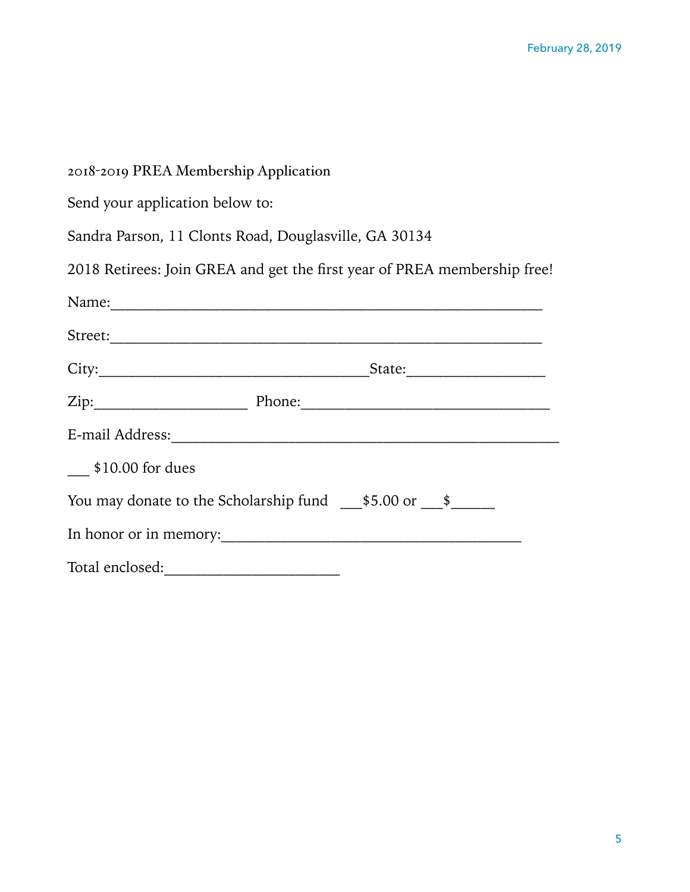2018-2019 PREA Membership Application

Send your application below to:

Sandra Parson, 11 Clonts Road, Douglasville, GA 30134

2018 Retirees: Join GREA and get the first year of PREA membership free!

Name:_______________________________________________________

Street:_______________________________________________________

City:__________________________________State:_________________

Zip:___________________ Phone:________________________________

E-mail Address:_______________________________________________

___ $10.00 for dues

You may donate to the Scholarship fund ___$5.00 or ___$_____

In honor or in memory:______________________________________

Total enclosed:______________________